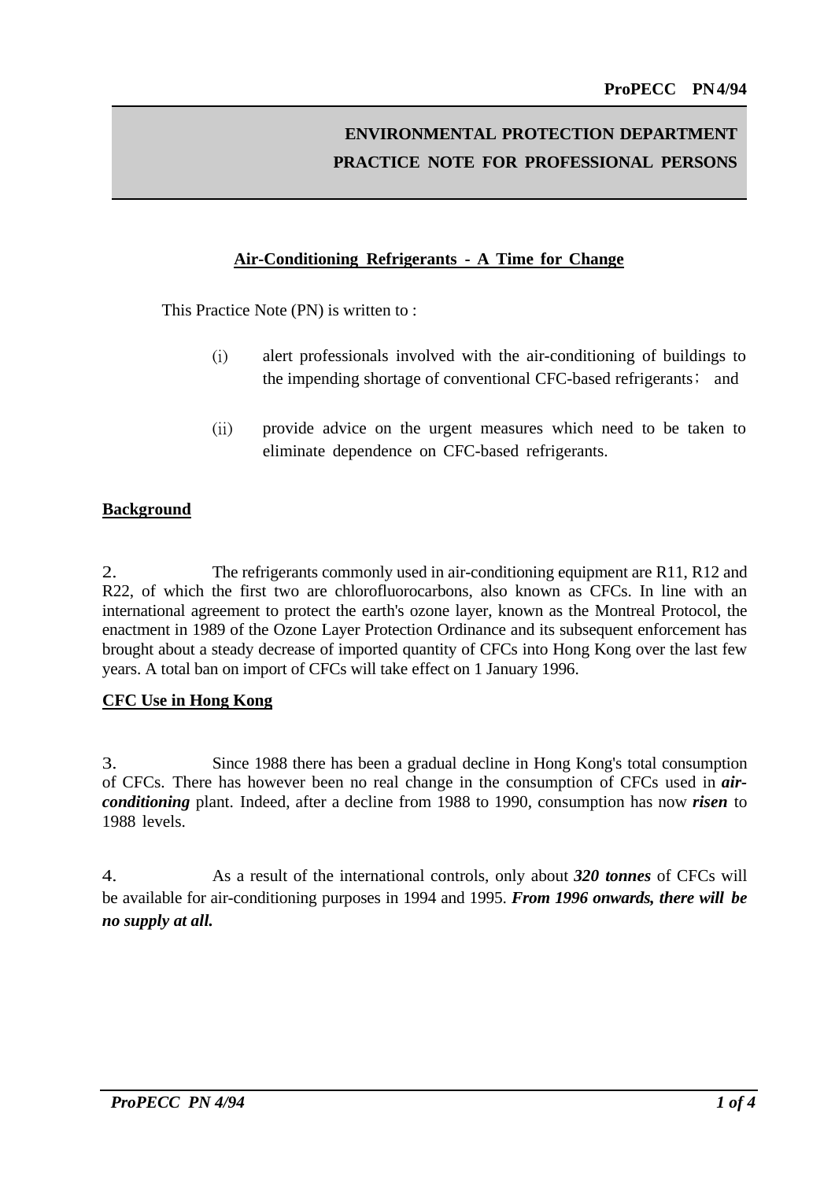**ProPECC PN 4/94**

**ENVIRONMENTAL PROTECTION DEPARTMENT**
**PRACTICE NOTE FOR PROFESSIONAL PERSONS**

# Air-Conditioning Refrigerants - A Time for Change

This Practice Note (PN) is written to :

(i) alert professionals involved with the air-conditioning of buildings to the impending shortage of conventional CFC-based refrigerants； and

(ii) provide advice on the urgent measures which need to be taken to eliminate dependence on CFC-based refrigerants.

## Background

2. The refrigerants commonly used in air-conditioning equipment are R11, R12 and R22, of which the first two are chlorofluorocarbons, also known as CFCs. In line with an international agreement to protect the earth's ozone layer, known as the Montreal Protocol, the enactment in 1989 of the Ozone Layer Protection Ordinance and its subsequent enforcement has brought about a steady decrease of imported quantity of CFCs into Hong Kong over the last few years. A total ban on import of CFCs will take effect on 1 January 1996.

## CFC Use in Hong Kong

3. Since 1988 there has been a gradual decline in Hong Kong's total consumption of CFCs. There has however been no real change in the consumption of CFCs used in ***air-conditioning*** plant. Indeed, after a decline from 1988 to 1990, consumption has now ***risen*** to 1988 levels.

4. As a result of the international controls, only about ***320 tonnes*** of CFCs will be available for air-conditioning purposes in 1994 and 1995. ***From 1996 onwards, there will be no supply at all.***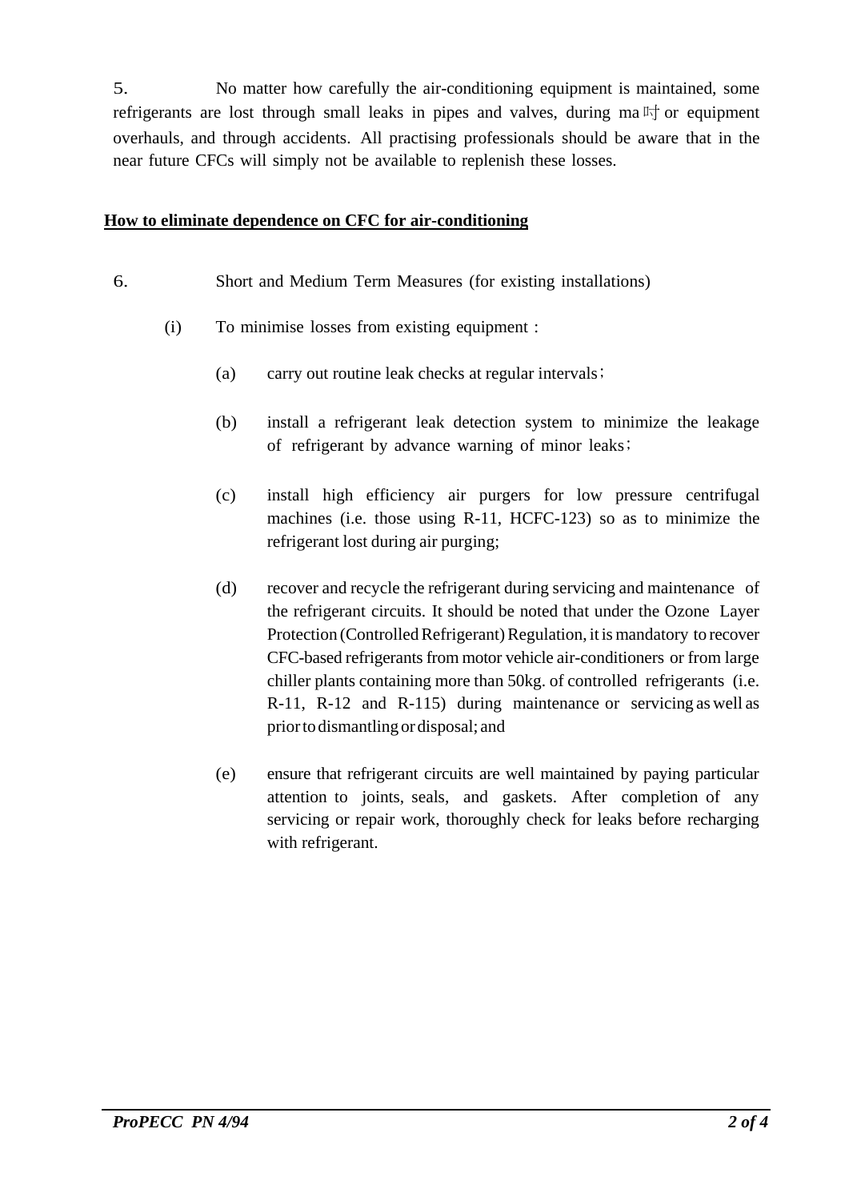5. No matter how carefully the air-conditioning equipment is maintained, some refrigerants are lost through small leaks in pipes and valves, during ma吋 or equipment overhauls, and through accidents. All practising professionals should be aware that in the near future CFCs will simply not be available to replenish these losses.

**How to eliminate dependence on CFC for air-conditioning**

6. Short and Medium Term Measures (for existing installations)

(i) To minimise losses from existing equipment :

(a) carry out routine leak checks at regular intervals;

(b) install a refrigerant leak detection system to minimize the leakage of refrigerant by advance warning of minor leaks;

(c) install high efficiency air purgers for low pressure centrifugal machines (i.e. those using R-11, HCFC-123) so as to minimize the refrigerant lost during air purging;

(d) recover and recycle the refrigerant during servicing and maintenance of the refrigerant circuits. It should be noted that under the Ozone Layer Protection (Controlled Refrigerant) Regulation, it is mandatory to recover CFC-based refrigerants from motor vehicle air-conditioners or from large chiller plants containing more than 50kg. of controlled refrigerants (i.e. R-11, R-12 and R-115) during maintenance or servicing as well as prior to dismantling or disposal; and

(e) ensure that refrigerant circuits are well maintained by paying particular attention to joints, seals, and gaskets. After completion of any servicing or repair work, thoroughly check for leaks before recharging with refrigerant.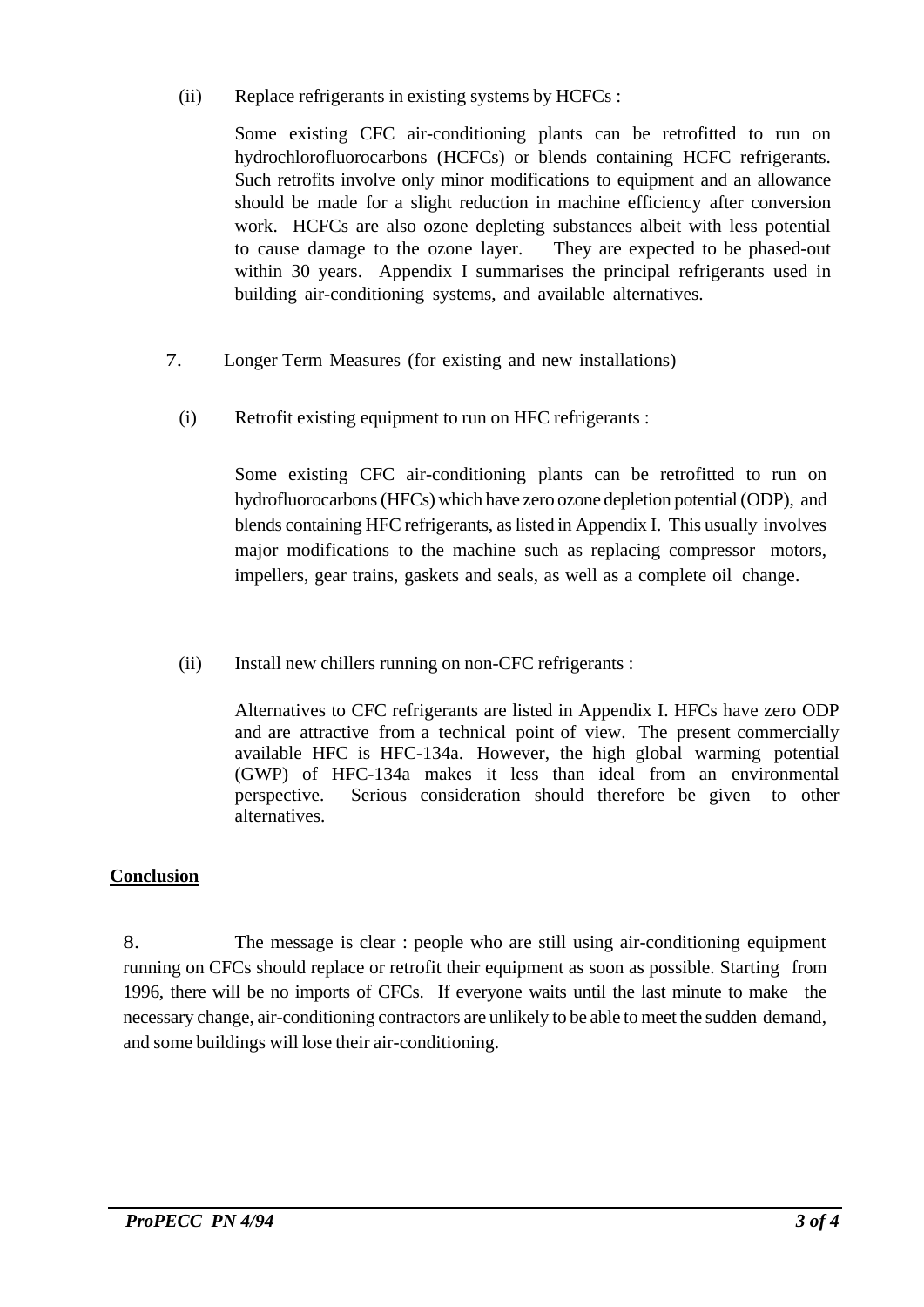(ii) Replace refrigerants in existing systems by HCFCs :

Some existing CFC air-conditioning plants can be retrofitted to run on hydrochlorofluorocarbons (HCFCs) or blends containing HCFC refrigerants. Such retrofits involve only minor modifications to equipment and an allowance should be made for a slight reduction in machine efficiency after conversion work. HCFCs are also ozone depleting substances albeit with less potential to cause damage to the ozone layer. They are expected to be phased-out within 30 years. Appendix I summarises the principal refrigerants used in building air-conditioning systems, and available alternatives.

7. Longer Term Measures (for existing and new installations)

(i) Retrofit existing equipment to run on HFC refrigerants :

Some existing CFC air-conditioning plants can be retrofitted to run on hydrofluorocarbons (HFCs) which have zero ozone depletion potential (ODP), and blends containing HFC refrigerants, as listed in Appendix I. This usually involves major modifications to the machine such as replacing compressor motors, impellers, gear trains, gaskets and seals, as well as a complete oil change.

(ii) Install new chillers running on non-CFC refrigerants :

Alternatives to CFC refrigerants are listed in Appendix I. HFCs have zero ODP and are attractive from a technical point of view. The present commercially available HFC is HFC-134a. However, the high global warming potential (GWP) of HFC-134a makes it less than ideal from an environmental perspective. Serious consideration should therefore be given to other alternatives.

## Conclusion

8. The message is clear : people who are still using air-conditioning equipment running on CFCs should replace or retrofit their equipment as soon as possible. Starting from 1996, there will be no imports of CFCs. If everyone waits until the last minute to make the necessary change, air-conditioning contractors are unlikely to be able to meet the sudden demand, and some buildings will lose their air-conditioning.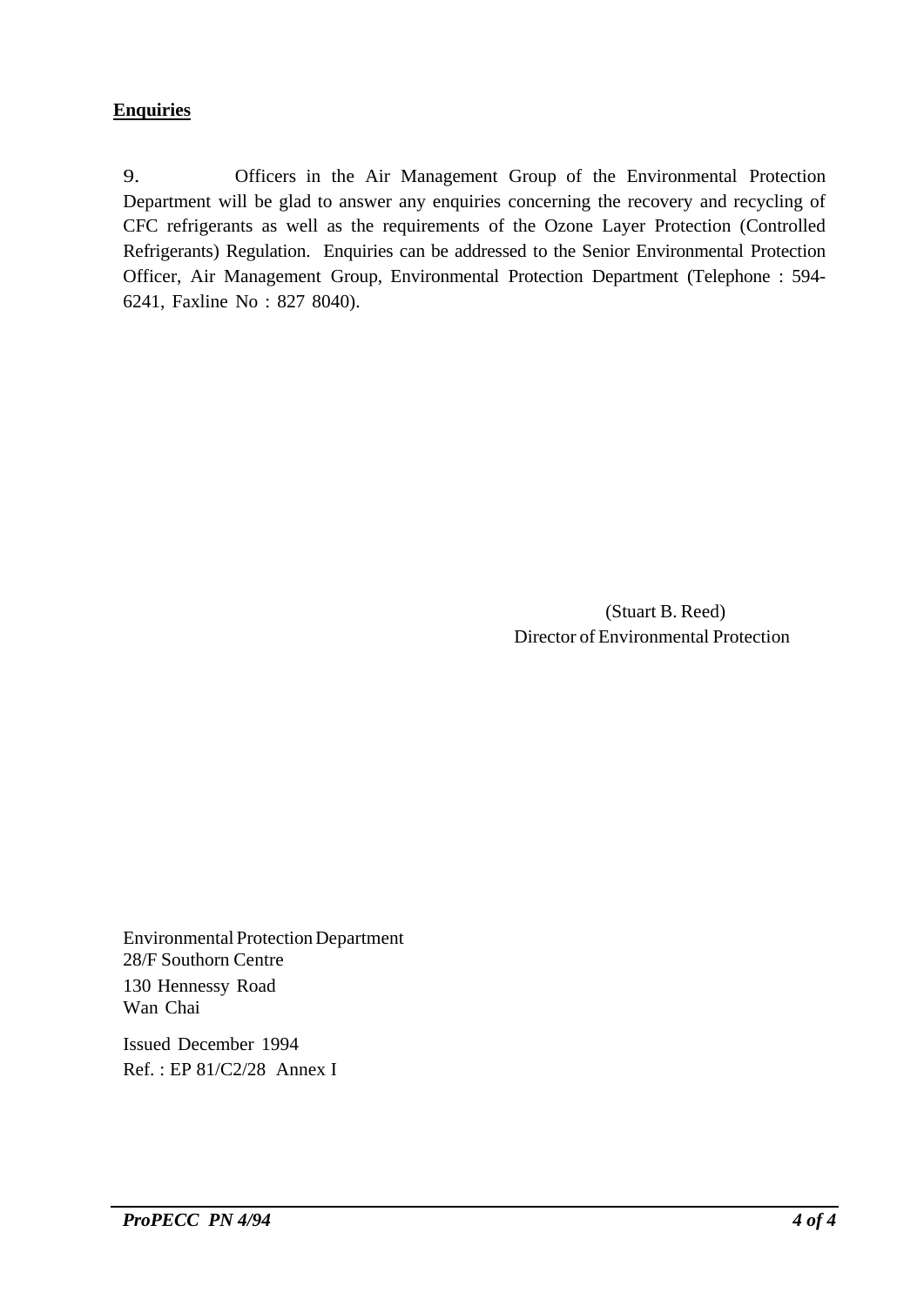**Enquiries**

9. Officers in the Air Management Group of the Environmental Protection Department will be glad to answer any enquiries concerning the recovery and recycling of CFC refrigerants as well as the requirements of the Ozone Layer Protection (Controlled Refrigerants) Regulation. Enquiries can be addressed to the Senior Environmental Protection Officer, Air Management Group, Environmental Protection Department (Telephone : 594-6241, Faxline No : 827 8040).

(Stuart B. Reed)
Director of Environmental Protection

Environmental Protection Department
28/F Southorn Centre
130 Hennessy Road
Wan Chai

Issued December 1994
Ref. : EP 81/C2/28 Annex I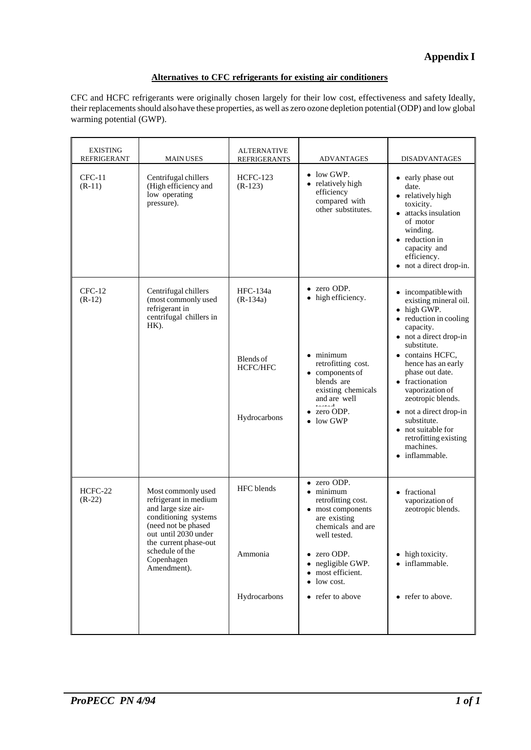# Appendix I

## Alternatives to CFC refrigerants for existing air conditioners

CFC and HCFC refrigerants were originally chosen largely for their low cost, effectiveness and safety Ideally, their replacements should also have these properties, as well as zero ozone depletion potential (ODP) and low global warming potential (GWP).

| EXISTING REFRIGERANT | MAIN USES | ALTERNATIVE REFRIGERANTS | ADVANTAGES | DISADVANTAGES |
|---|---|---|---|---|
| CFC-11 (R-11) | Centrifugal chillers (High efficiency and low operating pressure). | HCFC-123 (R-123) | • low GWP. <br> • relatively high efficiency compared with other substitutes. | • early phase out date. <br> • relatively high toxicity. <br> • attacks insulation of motor winding. <br> • reduction in capacity and efficiency. <br> • not a direct drop-in. |
| CFC-12 (R-12) | Centrifugal chillers (most commonly used refrigerant in centrifugal chillers in HK). | HFC-134a (R-134a) | • zero ODP. <br> • high efficiency. | • incompatible with existing mineral oil. <br> • high GWP. <br> • reduction in cooling capacity. <br> • not a direct drop-in substitute. |
| | | Blends of HCFC/HFC | • minimum retrofitting cost. <br> • components of blends are existing chemicals and are well tested. | • contains HCFC, hence has an early phase out date. <br> • fractionation vaporization of zeotropic blends. |
| | | Hydrocarbons | • zero ODP. <br> • low GWP | • not a direct drop-in substitute. <br> • not suitable for retrofitting existing machines. <br> • inflammable. |
| HCFC-22 (R-22) | Most commonly used refrigerant in medium and large size air-conditioning systems (need not be phased out until 2030 under the current phase-out schedule of the Copenhagen Amendment). | HFC blends | • zero ODP. <br> • minimum retrofitting cost. <br> • most components are existing chemicals and are well tested. | • fractional vaporization of zeotropic blends. |
| | | Ammonia | • zero ODP. <br> • negligible GWP. <br> • most efficient. <br> • low cost. | • high toxicity. <br> • inflammable. |
| | | Hydrocarbons | • refer to above | • refer to above. |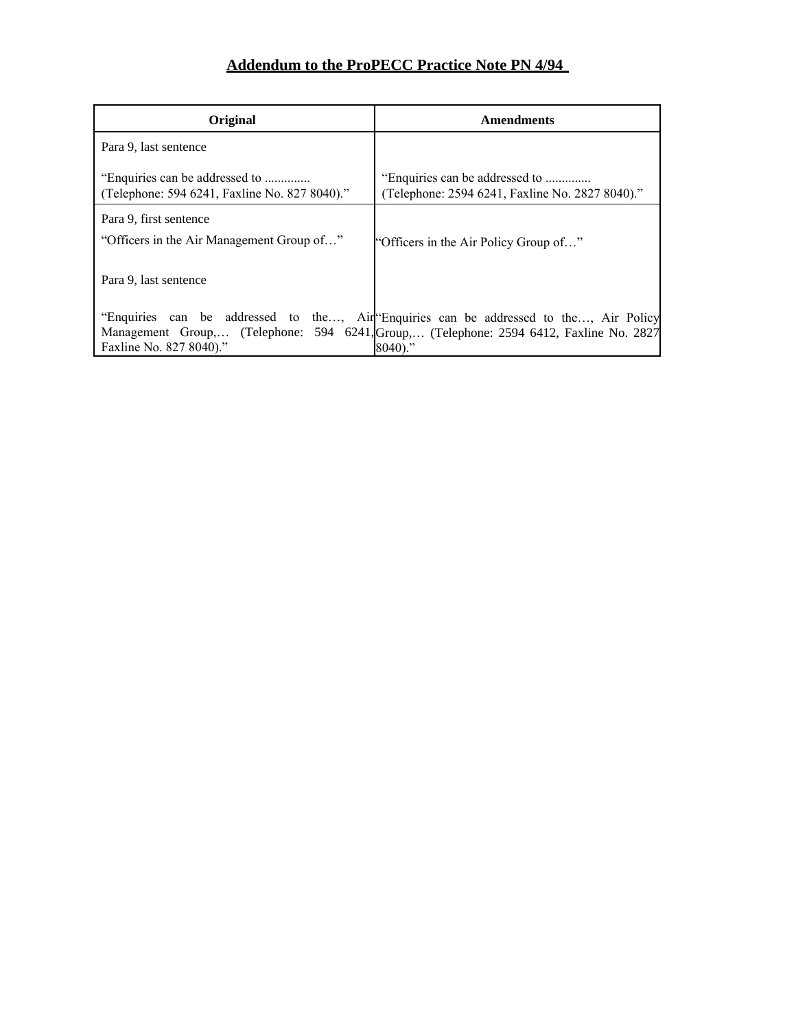# Addendum to the ProPECC Practice Note PN 4/94

| Original | Amendments |
|---|---|
| Para 9, last sentence<br><br>"Enquiries can be addressed to ............. (Telephone: 594 6241, Faxline No. 827 8040)." | "Enquiries can be addressed to ............. (Telephone: 2594 6241, Faxline No. 2827 8040)." |
| Para 9, first sentence<br><br>"Officers in the Air Management Group of…"<br><br>Para 9, last sentence<br><br>"Enquiries can be addressed to the…, Air Management Group,… (Telephone: 594 6241, Faxline No. 827 8040)." | "Officers in the Air Policy Group of…"<br><br>"Enquiries can be addressed to the…, Air Policy Group,… (Telephone: 2594 6412, Faxline No. 2827 8040)." |